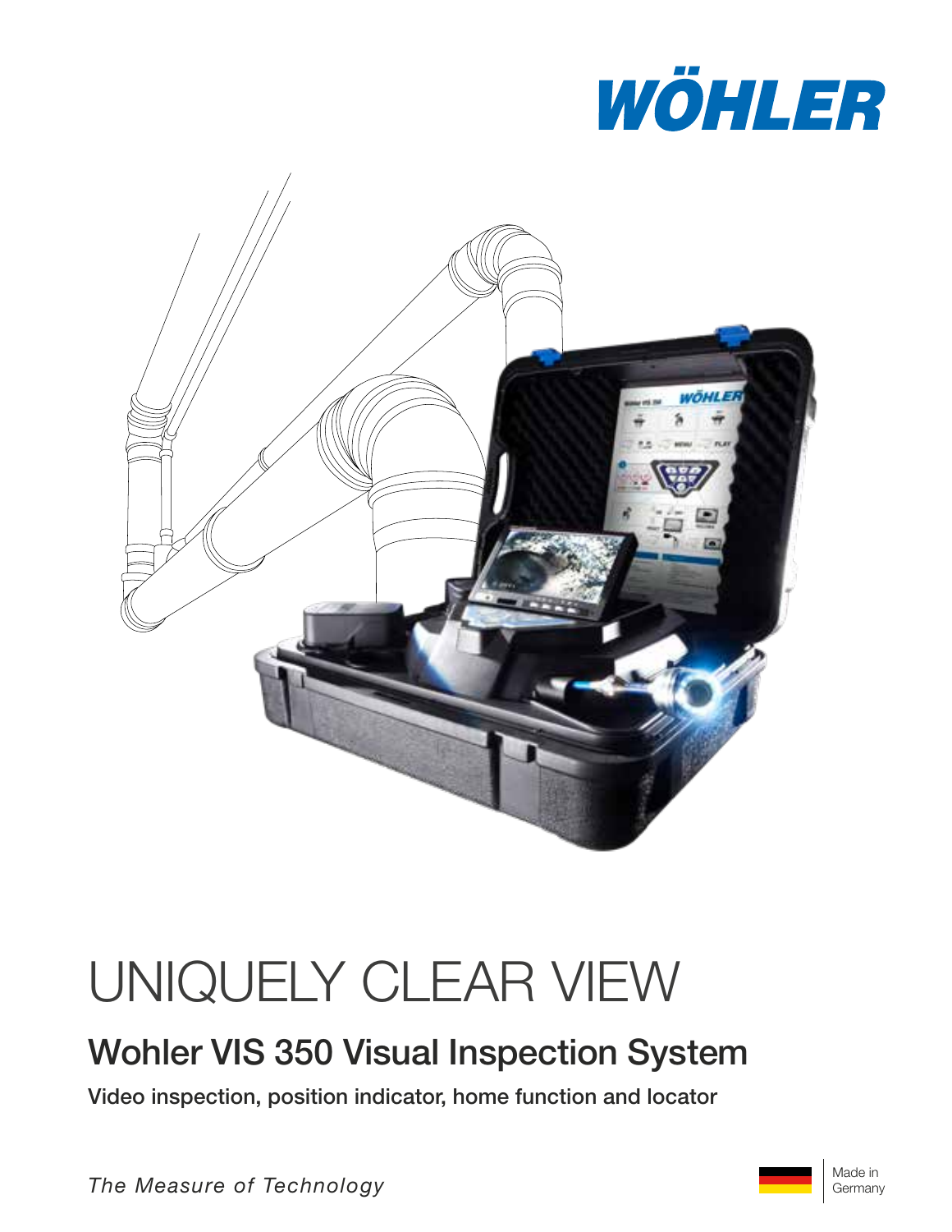WÖHLER

# UNIQUELY CLEAR VIEW

## Wohler VIS 350 Visual Inspection System

**Video inspection, position indicator, home function and locator**

*The Measure of Technology*

Made in Germany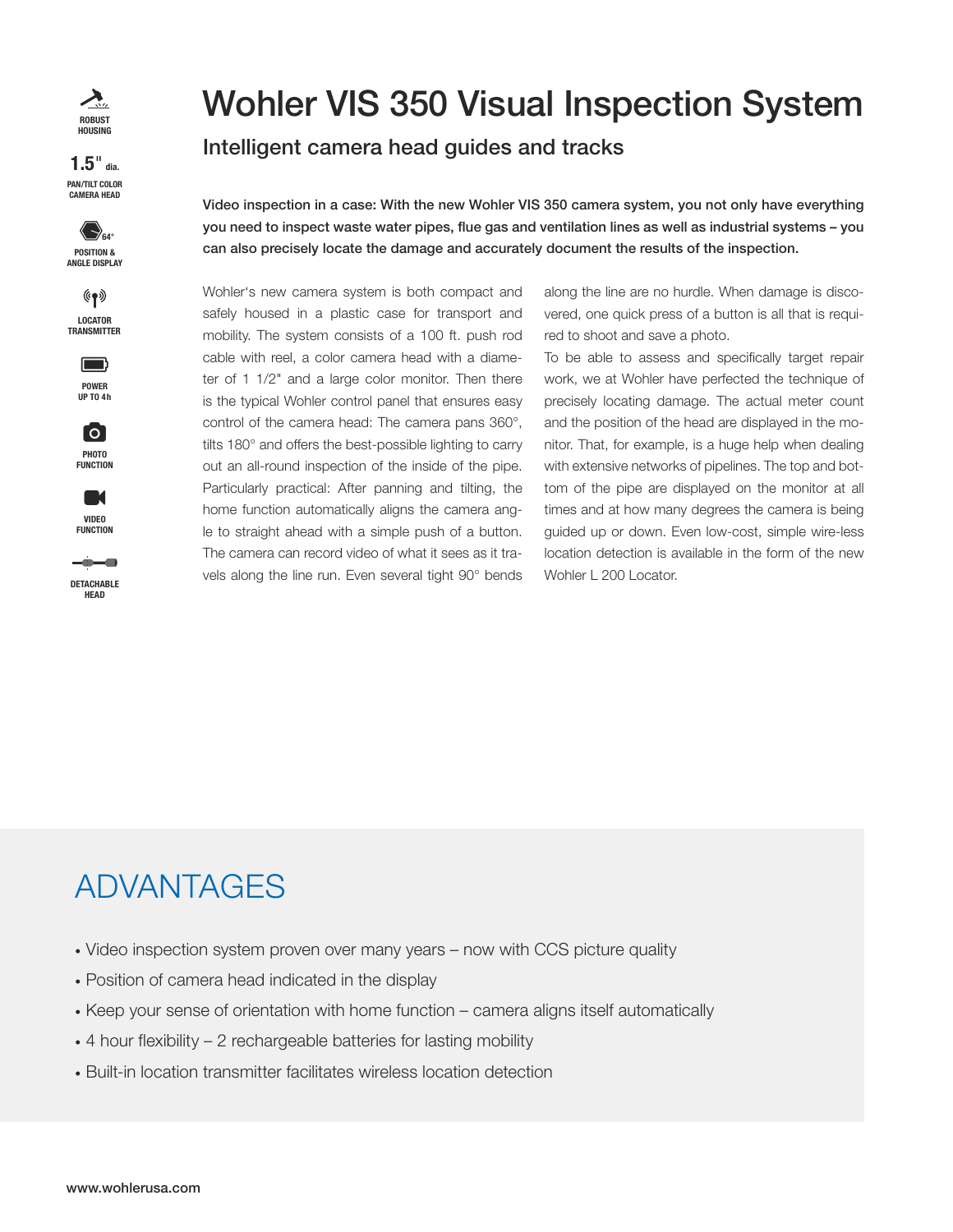ROBUST HOUSING

1.5" dia. PAN/TILT COLOR CAMERA HEAD

64° POSITION & ANGLE DISPLAY

LOCATOR TRANSMITTER

POWER UP TO 4h

PHOTO FUNCTION

VIDEO FUNCTION

DETACHABLE HEAD

# Wohler VIS 350 Visual Inspection System

## Intelligent camera head guides and tracks

**Video inspection in a case: With the new Wohler VIS 350 camera system, you not only have everything you need to inspect waste water pipes, flue gas and ventilation lines as well as industrial systems – you can also precisely locate the damage and accurately document the results of the inspection.**

Wohler's new camera system is both compact and safely housed in a plastic case for transport and mobility. The system consists of a 100 ft. push rod cable with reel, a color camera head with a diameter of 1 1/2" and a large color monitor. Then there is the typical Wohler control panel that ensures easy control of the camera head: The camera pans 360°, tilts 180° and offers the best-possible lighting to carry out an all-round inspection of the inside of the pipe. Particularly practical: After panning and tilting, the home function automatically aligns the camera angle to straight ahead with a simple push of a button. The camera can record video of what it sees as it travels along the line run. Even several tight 90° bends along the line are no hurdle. When damage is discovered, one quick press of a button is all that is required to shoot and save a photo.

To be able to assess and specifically target repair work, we at Wohler have perfected the technique of precisely locating damage. The actual meter count and the position of the head are displayed in the monitor. That, for example, is a huge help when dealing with extensive networks of pipelines. The top and bottom of the pipe are displayed on the monitor at all times and at how many degrees the camera is being guided up or down. Even low-cost, simple wire-less location detection is available in the form of the new Wohler L 200 Locator.

## ADVANTAGES

- Video inspection system proven over many years – now with CCS picture quality
- Position of camera head indicated in the display
- Keep your sense of orientation with home function – camera aligns itself automatically
- 4 hour flexibility – 2 rechargeable batteries for lasting mobility
- Built-in location transmitter facilitates wireless location detection

www.wohlerusa.com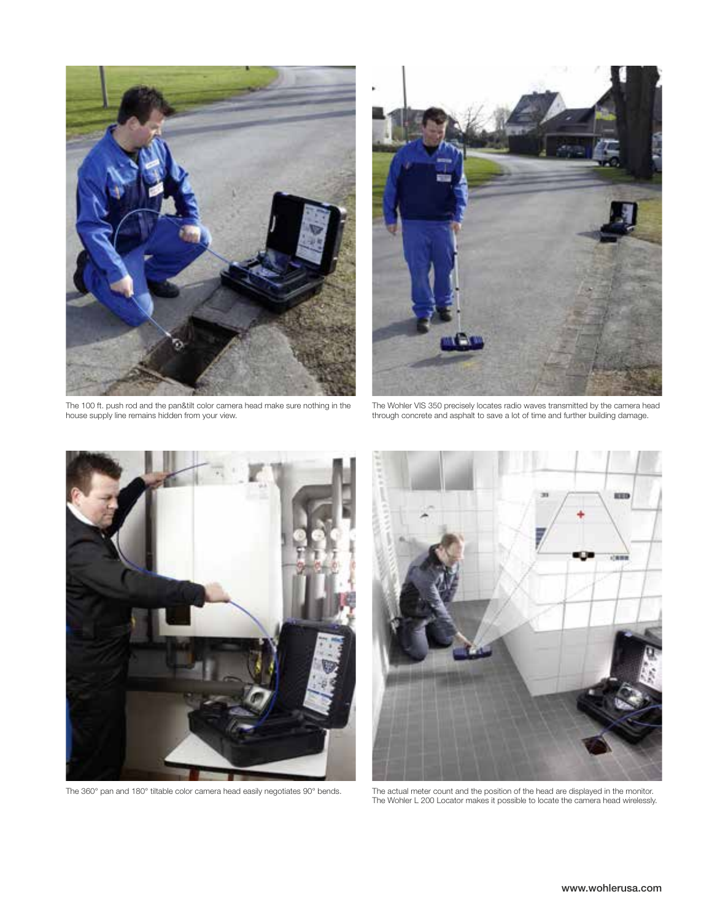The 100 ft. push rod and the pan&tilt color camera head make sure nothing in the house supply line remains hidden from your view.

The Wohler VIS 350 precisely locates radio waves transmitted by the camera head through concrete and asphalt to save a lot of time and further building damage.

The 360° pan and 180° tiltable color camera head easily negotiates 90° bends.

The actual meter count and the position of the head are displayed in the monitor. The Wohler L 200 Locator makes it possible to locate the camera head wirelessly.

www.wohlerusa.com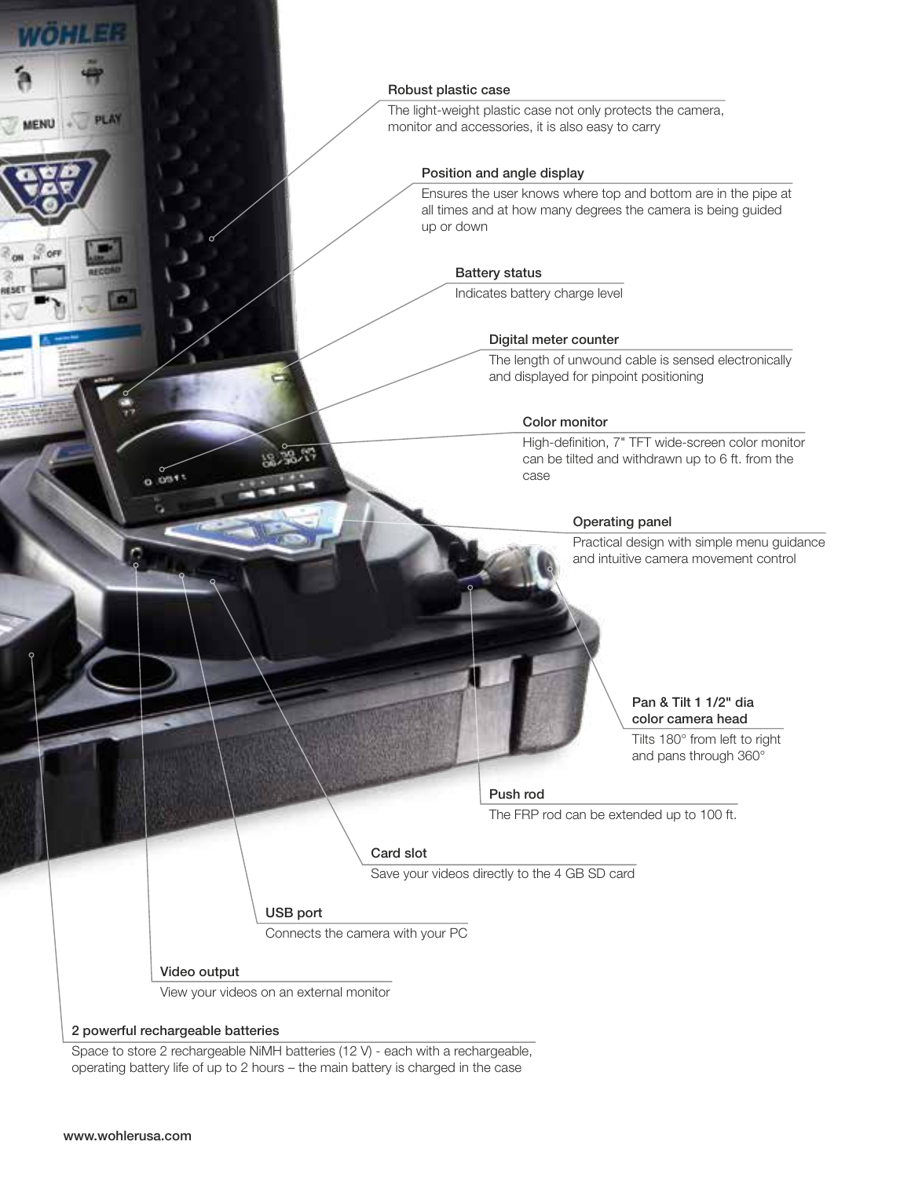### Robust plastic case

The light-weight plastic case not only protects the camera, monitor and accessories, it is also easy to carry

### Position and angle display

Ensures the user knows where top and bottom are in the pipe at all times and at how many degrees the camera is being guided up or down

### Battery status

Indicates battery charge level

### Digital meter counter

The length of unwound cable is sensed electronically and displayed for pinpoint positioning

### Color monitor

High-definition, 7" TFT wide-screen color monitor can be tilted and withdrawn up to 6 ft. from the case

### Operating panel

Practical design with simple menu guidance and intuitive camera movement control

### Pan & Tilt 1 1/2" dia color camera head

Tilts 180° from left to right and pans through 360°

### Push rod

The FRP rod can be extended up to 100 ft.

### Card slot

Save your videos directly to the 4 GB SD card

### USB port

Connects the camera with your PC

### Video output

View your videos on an external monitor

### 2 powerful rechargeable batteries

Space to store 2 rechargeable NiMH batteries (12 V) - each with a rechargeable, operating battery life of up to 2 hours – the main battery is charged in the case

www.wohlerusa.com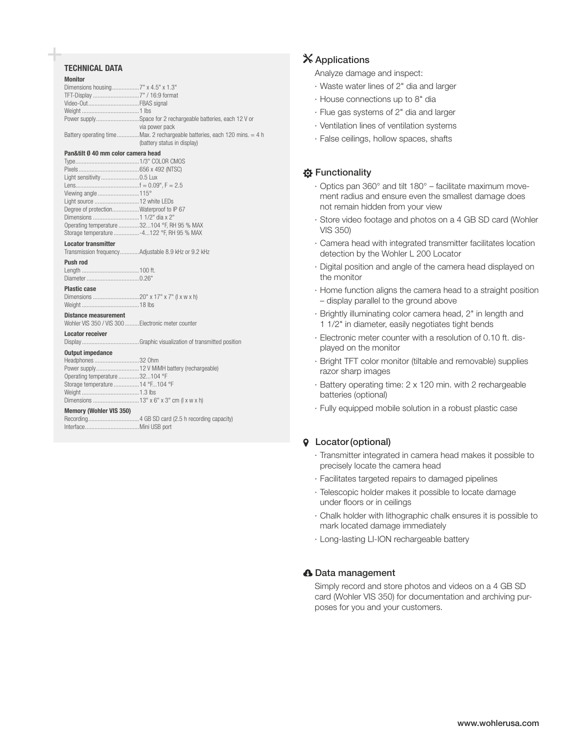## TECHNICAL DATA

### Monitor

| | |
|---|---|
| Dimensions housing | 7" x 4.5" x 1.3" |
| TFT-Display | 7" / 16:9 format |
| Video-Out | FBAS signal |
| Weight | 1 lbs |
| Power supply | Space for 2 rechargeable batteries, each 12 V or via power pack |
| Battery operating time | Max. 2 rechargeable batteries, each 120 mins. = 4 h (battery status in display) |

### Pan&tilt Ø 40 mm color camera head

| | |
|---|---|
| Type | 1/3" COLOR CMOS |
| Pixels | 656 x 492 (NTSC) |
| Light sensitivity | 0.5 Lux |
| Lens | f = 0.09", F = 2.5 |
| Viewing angle | 115° |
| Light source | 12 white LEDs |
| Degree of protection | Waterproof to IP 67 |
| Dimensions | 1 1/2" dia x 2" |
| Operating temperature | 32...104 °F, RH 95 % MAX |
| Storage temperature | -4...122 °F, RH 95 % MAX |

### Locator transmitter

| | |
|---|---|
| Transmission frequency | Adjustable 8.9 kHz or 9.2 kHz |

### Push rod

| | |
|---|---|
| Length | 100 ft. |
| Diameter | 0.26" |

### Plastic case

| | |
|---|---|
| Dimensions | 20" x 17" x 7" (l x w x h) |
| Weight | 18 lbs |

### Distance measurement

| | |
|---|---|
| Wohler VIS 350 / VIS 300 | Electronic meter counter |

### Locator receiver

| | |
|---|---|
| Display | Graphic visualization of transmitted position |

### Output impedance

| | |
|---|---|
| Headphones | 32 Ohm |
| Power supply | 12 V MiMH battery (rechargeable) |
| Operating temperature | 32...104 °F |
| Storage temperature | 14 °F...104 °F |
| Weight | 1.3 lbs |
| Dimensions | 13" x 6" x 3" cm (l x w x h) |

### Memory (Wohler VIS 350)

| | |
|---|---|
| Recording | 4 GB SD card (2.5 h recording capacity) |
| Interface | Mini USB port |

## Applications

Analyze damage and inspect:

- Waste water lines of 2" dia and larger
- House connections up to 8" dia
- Flue gas systems of 2" dia and larger
- Ventilation lines of ventilation systems
- False ceilings, hollow spaces, shafts

## Functionality

- Optics pan 360° and tilt 180° – facilitate maximum movement radius and ensure even the smallest damage does not remain hidden from your view
- Store video footage and photos on a 4 GB SD card (Wohler VIS 350)
- Camera head with integrated transmitter facilitates location detection by the Wohler L 200 Locator
- Digital position and angle of the camera head displayed on the monitor
- Home function aligns the camera head to a straight position – display parallel to the ground above
- Brightly illuminating color camera head, 2" in length and 1 1/2" in diameter, easily negotiates tight bends
- Electronic meter counter with a resolution of 0.10 ft. displayed on the monitor
- Bright TFT color monitor (tiltable and removable) supplies razor sharp images
- Battery operating time: 2 x 120 min. with 2 rechargeable batteries (optional)
- Fully equipped mobile solution in a robust plastic case

## Locator (optional)

- Transmitter integrated in camera head makes it possible to precisely locate the camera head
- Facilitates targeted repairs to damaged pipelines
- Telescopic holder makes it possible to locate damage under floors or in ceilings
- Chalk holder with lithographic chalk ensures it is possible to mark located damage immediately
- Long-lasting LI-ION rechargeable battery

## Data management

Simply record and store photos and videos on a 4 GB SD card (Wohler VIS 350) for documentation and archiving purposes for you and your customers.

www.wohlerusa.com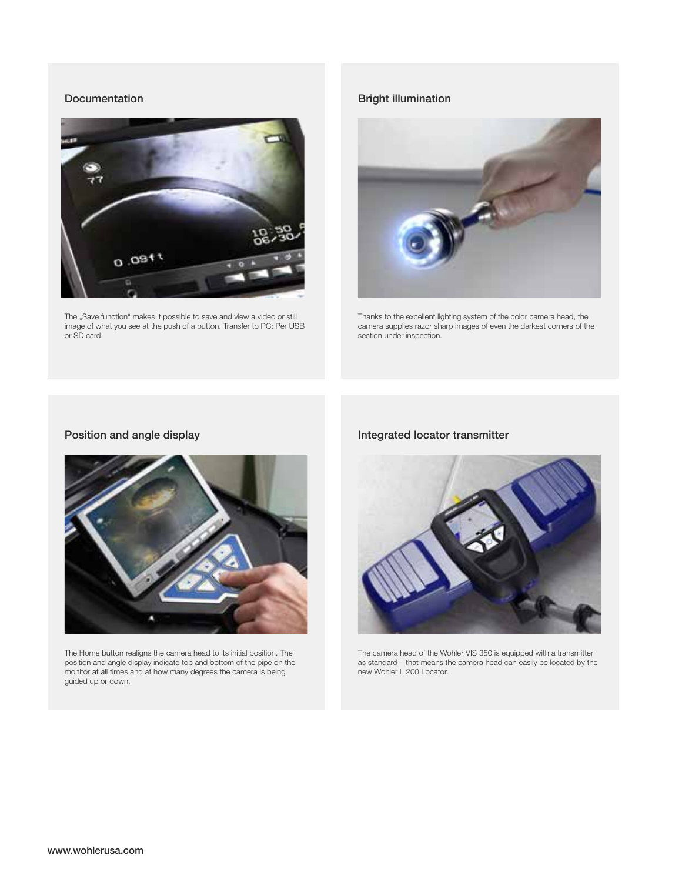## Documentation

The „Save function" makes it possible to save and view a video or still image of what you see at the push of a button. Transfer to PC: Per USB or SD card.

## Bright illumination

Thanks to the excellent lighting system of the color camera head, the camera supplies razor sharp images of even the darkest corners of the section under inspection.

## Position and angle display

The Home button realigns the camera head to its initial position. The position and angle display indicate top and bottom of the pipe on the monitor at all times and at how many degrees the camera is being guided up or down.

## Integrated locator transmitter

The camera head of the Wohler VIS 350 is equipped with a transmitter as standard – that means the camera head can easily be located by the new Wohler L 200 Locator.

www.wohlerusa.com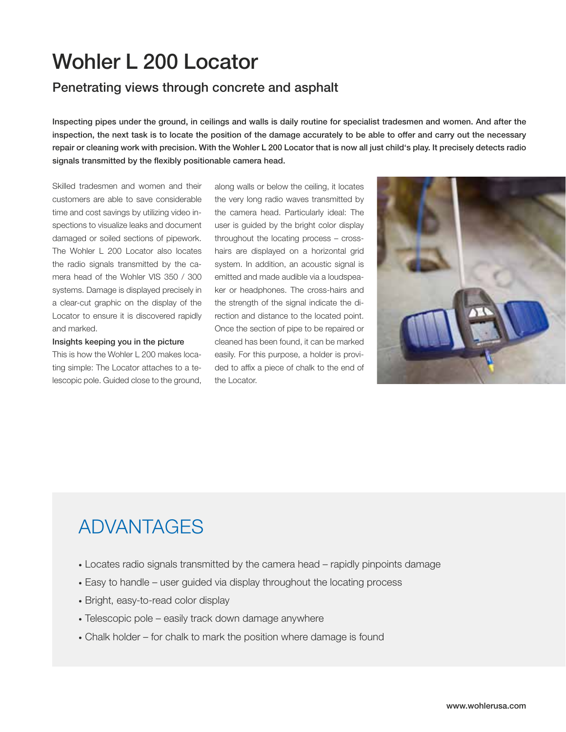# Wohler L 200 Locator

## Penetrating views through concrete and asphalt

**Inspecting pipes under the ground, in ceilings and walls is daily routine for specialist tradesmen and women. And after the inspection, the next task is to locate the position of the damage accurately to be able to offer and carry out the necessary repair or cleaning work with precision. With the Wohler L 200 Locator that is now all just child's play. It precisely detects radio signals transmitted by the flexibly positionable camera head.**

Skilled tradesmen and women and their customers are able to save considerable time and cost savings by utilizing video inspections to visualize leaks and document damaged or soiled sections of pipework. The Wohler L 200 Locator also locates the radio signals transmitted by the camera head of the Wohler VIS 350 / 300 systems. Damage is displayed precisely in a clear-cut graphic on the display of the Locator to ensure it is discovered rapidly and marked.

**Insights keeping you in the picture**

This is how the Wohler L 200 makes locating simple: The Locator attaches to a telescopic pole. Guided close to the ground, along walls or below the ceiling, it locates the very long radio waves transmitted by the camera head. Particularly ideal: The user is guided by the bright color display throughout the locating process – cross-hairs are displayed on a horizontal grid system. In addition, an acoustic signal is emitted and made audible via a loudspeaker or headphones. The cross-hairs and the strength of the signal indicate the direction and distance to the located point. Once the section of pipe to be repaired or cleaned has been found, it can be marked easily. For this purpose, a holder is provided to affix a piece of chalk to the end of the Locator.

## ADVANTAGES

- Locates radio signals transmitted by the camera head – rapidly pinpoints damage
- Easy to handle – user guided via display throughout the locating process
- Bright, easy-to-read color display
- Telescopic pole – easily track down damage anywhere
- Chalk holder – for chalk to mark the position where damage is found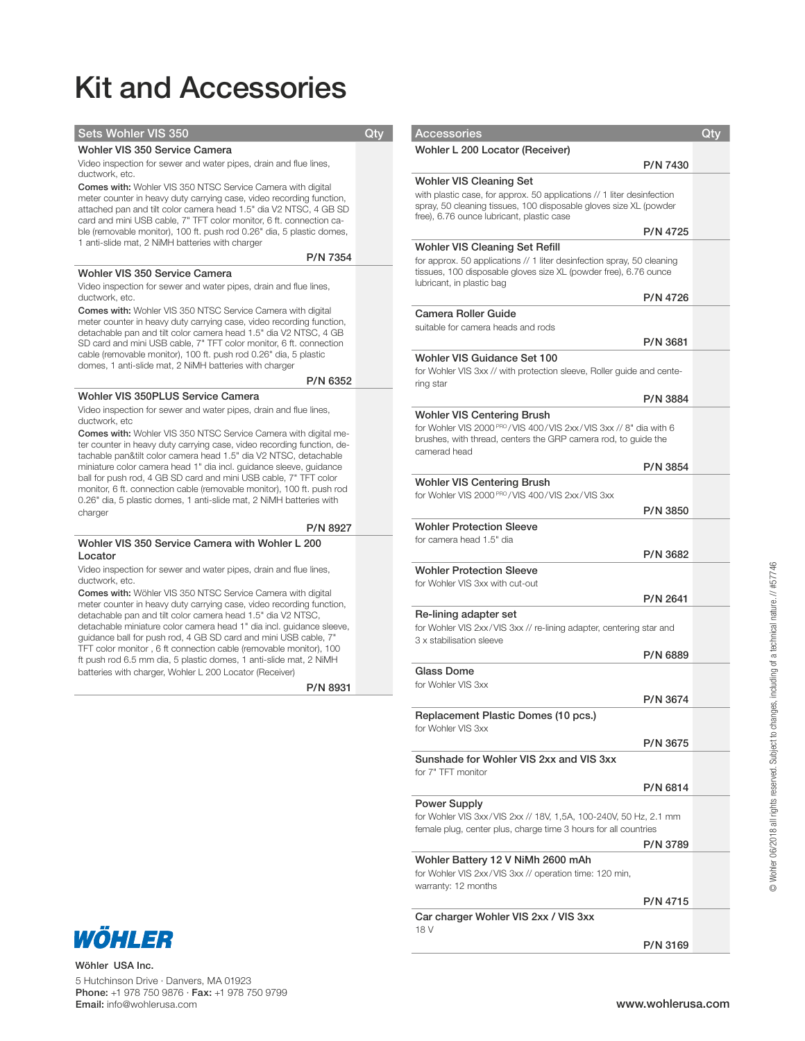# Kit and Accessories

| Sets Wohler VIS 350 | Qty |
|---|---|
| **Wohler VIS 350 Service Camera**<br>Video inspection for sewer and water pipes, drain and flue lines, ductwork, etc.<br>**Comes with:** Wohler VIS 350 NTSC Service Camera with digital meter counter in heavy duty carrying case, video recording function, attached pan and tilt color camera head 1.5" dia V2 NTSC, 4 GB SD card and mini USB cable, 7" TFT color monitor, 6 ft. connection cable (removable monitor), 100 ft. push rod 0.26" dia, 5 plastic domes, 1 anti-slide mat, 2 NiMH batteries with charger<br>**P/N 7354** | |
| **Wohler VIS 350 Service Camera**<br>Video inspection for sewer and water pipes, drain and flue lines, ductwork, etc.<br>**Comes with:** Wohler VIS 350 NTSC Service Camera with digital meter counter in heavy duty carrying case, video recording function, detachable pan and tilt color camera head 1.5" dia V2 NTSC, 4 GB SD card and mini USB cable, 7" TFT color monitor, 6 ft. connection cable (removable monitor), 100 ft. push rod 0.26" dia, 5 plastic domes, 1 anti-slide mat, 2 NiMH batteries with charger<br>**P/N 6352** | |
| **Wohler VIS 350PLUS Service Camera**<br>Video inspection for sewer and water pipes, drain and flue lines, ductwork, etc<br>**Comes with:** Wohler VIS 350 NTSC Service Camera with digital meter counter in heavy duty carrying case, video recording function, detachable pan&tilt color camera head 1.5" dia V2 NTSC, detachable miniature color camera head 1" dia incl. guidance sleeve, guidance ball for push rod, 4 GB SD card and mini USB cable, 7" TFT color monitor, 6 ft. connection cable (removable monitor), 100 ft. push rod 0.26" dia, 5 plastic domes, 1 anti-slide mat, 2 NiMH batteries with charger<br>**P/N 8927** | |
| **Wohler VIS 350 Service Camera with Wohler L 200 Locator**<br>Video inspection for sewer and water pipes, drain and flue lines, ductwork, etc.<br>**Comes with:** Wöhler VIS 350 NTSC Service Camera with digital meter counter in heavy duty carrying case, video recording function, detachable pan and tilt color camera head 1.5" dia V2 NTSC, detachable miniature color camera head 1" dia incl. guidance sleeve, guidance ball for push rod, 4 GB SD card and mini USB cable, 7" TFT color monitor , 6 ft connection cable (removable monitor), 100 ft push rod 6.5 mm dia, 5 plastic domes, 1 anti-slide mat, 2 NiMH batteries with charger, Wohler L 200 Locator (Receiver)<br>**P/N 8931** | |

| Accessories | Qty |
|---|---|
| **Wohler L 200 Locator (Receiver)**<br>**P/N 7430** | |
| **Wohler VIS Cleaning Set**<br>with plastic case, for approx. 50 applications // 1 liter desinfection spray, 50 cleaning tissues, 100 disposable gloves size XL (powder free), 6.76 ounce lubricant, plastic case<br>**P/N 4725** | |
| **Wohler VIS Cleaning Set Refill**<br>for approx. 50 applications // 1 liter desinfection spray, 50 cleaning tissues, 100 disposable gloves size XL (powder free), 6.76 ounce lubricant, in plastic bag<br>**P/N 4726** | |
| **Camera Roller Guide**<br>suitable for camera heads and rods<br>**P/N 3681** | |
| **Wohler VIS Guidance Set 100**<br>for Wohler VIS 3xx // with protection sleeve, Roller guide and centering star<br>**P/N 3884** | |
| **Wohler VIS Centering Brush**<br>for Wohler VIS 2000 PRO / VIS 400 / VIS 2xx / VIS 3xx // 8" dia with 6 brushes, with thread, centers the GRP camera rod, to guide the camerad head<br>**P/N 3854** | |
| **Wohler VIS Centering Brush**<br>for Wohler VIS 2000 PRO / VIS 400 / VIS 2xx / VIS 3xx<br>**P/N 3850** | |
| **Wohler Protection Sleeve**<br>for camera head 1.5" dia<br>**P/N 3682** | |
| **Wohler Protection Sleeve**<br>for Wohler VIS 3xx with cut-out<br>**P/N 2641** | |
| **Re-lining adapter set**<br>for Wohler VIS 2xx / VIS 3xx // re-lining adapter, centering star and 3 x stabilisation sleeve<br>**P/N 6889** | |
| **Glass Dome**<br>for Wohler VIS 3xx<br>**P/N 3674** | |
| **Replacement Plastic Domes (10 pcs.)**<br>for Wohler VIS 3xx<br>**P/N 3675** | |
| **Sunshade for Wohler VIS 2xx and VIS 3xx**<br>for 7" TFT monitor<br>**P/N 6814** | |
| **Power Supply**<br>for Wohler VIS 3xx / VIS 2xx // 18V, 1,5A, 100-240V, 50 Hz, 2.1 mm female plug, center plus, charge time 3 hours for all countries<br>**P/N 3789** | |
| **Wohler Battery 12 V NiMh 2600 mAh**<br>for Wohler VIS 2xx / VIS 3xx // operation time: 120 min, warranty: 12 months<br>**P/N 4715** | |
| **Car charger Wohler VIS 2xx / VIS 3xx**<br>18 V<br>**P/N 3169** | |

WÖHLER

Wöhler USA Inc.

5 Hutchinson Drive · Danvers, MA 01923
**Phone:** +1 978 750 9876 · **Fax:** +1 978 750 9799
**Email:** info@wohlerusa.com

www.wohlerusa.com

© Wohler 06/2018 all rights reserved. Subject to changes, including of a technical nature. // #57746